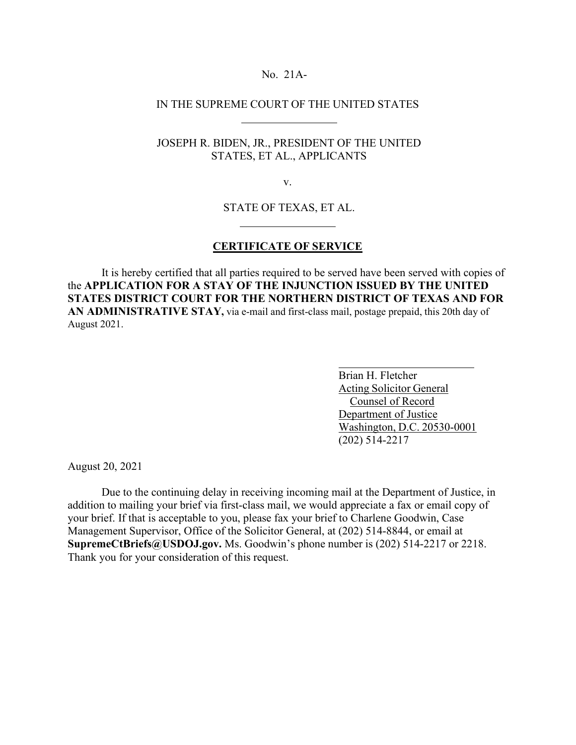No. 21A-

IN THE SUPREME COURT OF THE UNITED STATES

---

JOSEPH R. BIDEN, JR., PRESIDENT OF THE UNITED STATES, ET AL., APPLICANTS

v.

STATE OF TEXAS, ET AL.

---

## CERTIFICATE OF SERVICE

It is hereby certified that all parties required to be served have been served with copies of the **APPLICATION FOR A STAY OF THE INJUNCTION ISSUED BY THE UNITED STATES DISTRICT COURT FOR THE NORTHERN DISTRICT OF TEXAS AND FOR AN ADMINISTRATIVE STAY,** via e-mail and first-class mail, postage prepaid, this 20th day of August 2021.

Brian H. Fletcher
Acting Solicitor General
Counsel of Record
Department of Justice
Washington, D.C. 20530-0001
(202) 514-2217

August 20, 2021

Due to the continuing delay in receiving incoming mail at the Department of Justice, in addition to mailing your brief via first-class mail, we would appreciate a fax or email copy of your brief. If that is acceptable to you, please fax your brief to Charlene Goodwin, Case Management Supervisor, Office of the Solicitor General, at (202) 514-8844, or email at **SupremeCtBriefs@USDOJ.gov.** Ms. Goodwin's phone number is (202) 514-2217 or 2218. Thank you for your consideration of this request.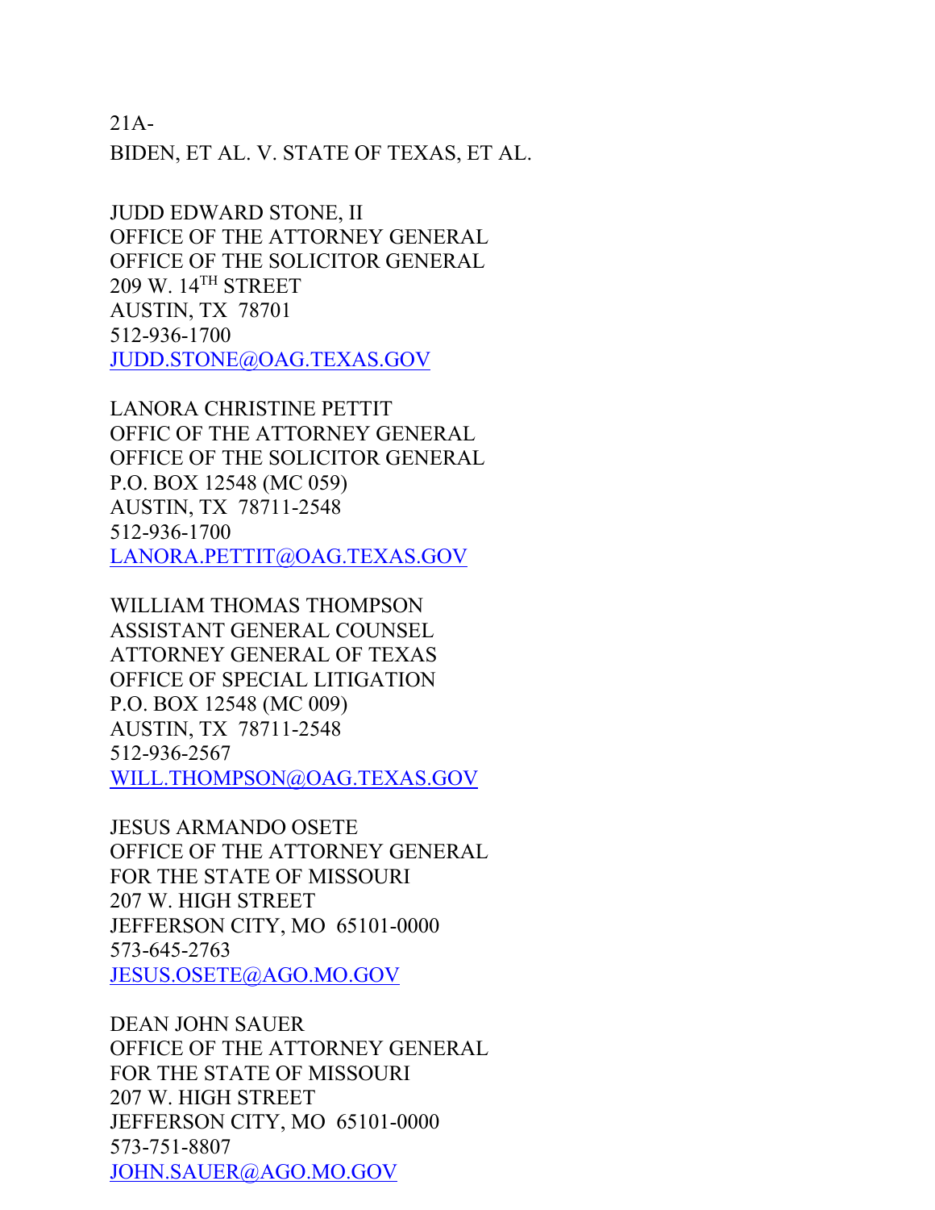21A-
BIDEN, ET AL. V. STATE OF TEXAS, ET AL.

JUDD EDWARD STONE, II
OFFICE OF THE ATTORNEY GENERAL
OFFICE OF THE SOLICITOR GENERAL
209 W. 14TH STREET
AUSTIN, TX 78701
512-936-1700
JUDD.STONE@OAG.TEXAS.GOV

LANORA CHRISTINE PETTIT
OFFIC OF THE ATTORNEY GENERAL
OFFICE OF THE SOLICITOR GENERAL
P.O. BOX 12548 (MC 059)
AUSTIN, TX 78711-2548
512-936-1700
LANORA.PETTIT@OAG.TEXAS.GOV

WILLIAM THOMAS THOMPSON
ASSISTANT GENERAL COUNSEL
ATTORNEY GENERAL OF TEXAS
OFFICE OF SPECIAL LITIGATION
P.O. BOX 12548 (MC 009)
AUSTIN, TX 78711-2548
512-936-2567
WILL.THOMPSON@OAG.TEXAS.GOV

JESUS ARMANDO OSETE
OFFICE OF THE ATTORNEY GENERAL
FOR THE STATE OF MISSOURI
207 W. HIGH STREET
JEFFERSON CITY, MO 65101-0000
573-645-2763
JESUS.OSETE@AGO.MO.GOV

DEAN JOHN SAUER
OFFICE OF THE ATTORNEY GENERAL
FOR THE STATE OF MISSOURI
207 W. HIGH STREET
JEFFERSON CITY, MO 65101-0000
573-751-8807
JOHN.SAUER@AGO.MO.GOV